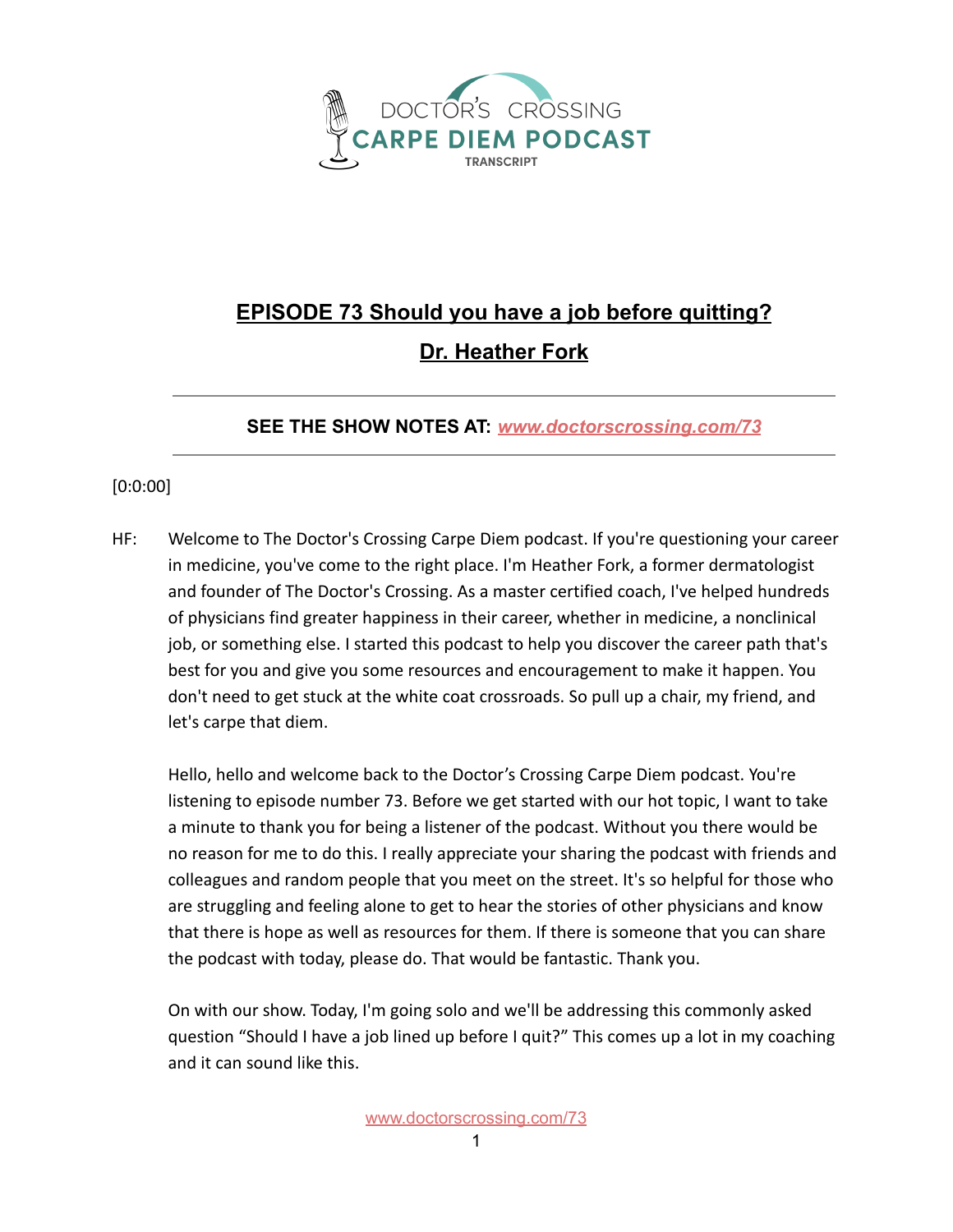DOCTOR'S CROSSING
CARPE DIEM PODCAST
TRANSCRIPT

# EPISODE 73 Should you have a job before quitting?

## Dr. Heather Fork

**SEE THE SHOW NOTES AT:** ***www.doctorscrossing.com/73***

[0:0:00]

HF: Welcome to The Doctor's Crossing Carpe Diem podcast. If you're questioning your career in medicine, you've come to the right place. I'm Heather Fork, a former dermatologist and founder of The Doctor's Crossing. As a master certified coach, I've helped hundreds of physicians find greater happiness in their career, whether in medicine, a nonclinical job, or something else. I started this podcast to help you discover the career path that's best for you and give you some resources and encouragement to make it happen. You don't need to get stuck at the white coat crossroads. So pull up a chair, my friend, and let's carpe that diem.

Hello, hello and welcome back to the Doctor's Crossing Carpe Diem podcast. You're listening to episode number 73. Before we get started with our hot topic, I want to take a minute to thank you for being a listener of the podcast. Without you there would be no reason for me to do this. I really appreciate your sharing the podcast with friends and colleagues and random people that you meet on the street. It's so helpful for those who are struggling and feeling alone to get to hear the stories of other physicians and know that there is hope as well as resources for them. If there is someone that you can share the podcast with today, please do. That would be fantastic. Thank you.

On with our show. Today, I'm going solo and we'll be addressing this commonly asked question "Should I have a job lined up before I quit?" This comes up a lot in my coaching and it can sound like this.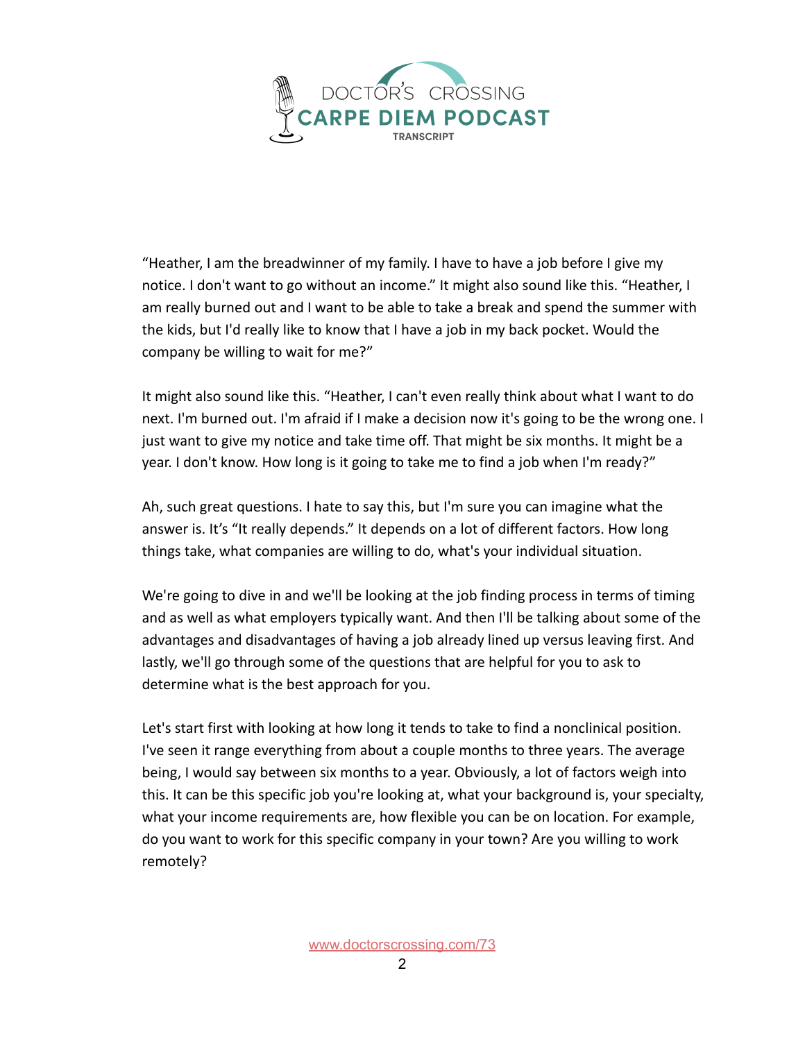"Heather, I am the breadwinner of my family. I have to have a job before I give my notice. I don't want to go without an income." It might also sound like this. "Heather, I am really burned out and I want to be able to take a break and spend the summer with the kids, but I'd really like to know that I have a job in my back pocket. Would the company be willing to wait for me?"

It might also sound like this. "Heather, I can't even really think about what I want to do next. I'm burned out. I'm afraid if I make a decision now it's going to be the wrong one. I just want to give my notice and take time off. That might be six months. It might be a year. I don't know. How long is it going to take me to find a job when I'm ready?"

Ah, such great questions. I hate to say this, but I'm sure you can imagine what the answer is. It's "It really depends." It depends on a lot of different factors. How long things take, what companies are willing to do, what's your individual situation.

We're going to dive in and we'll be looking at the job finding process in terms of timing and as well as what employers typically want. And then I'll be talking about some of the advantages and disadvantages of having a job already lined up versus leaving first. And lastly, we'll go through some of the questions that are helpful for you to ask to determine what is the best approach for you.

Let's start first with looking at how long it tends to take to find a nonclinical position. I've seen it range everything from about a couple months to three years. The average being, I would say between six months to a year. Obviously, a lot of factors weigh into this. It can be this specific job you're looking at, what your background is, your specialty, what your income requirements are, how flexible you can be on location. For example, do you want to work for this specific company in your town? Are you willing to work remotely?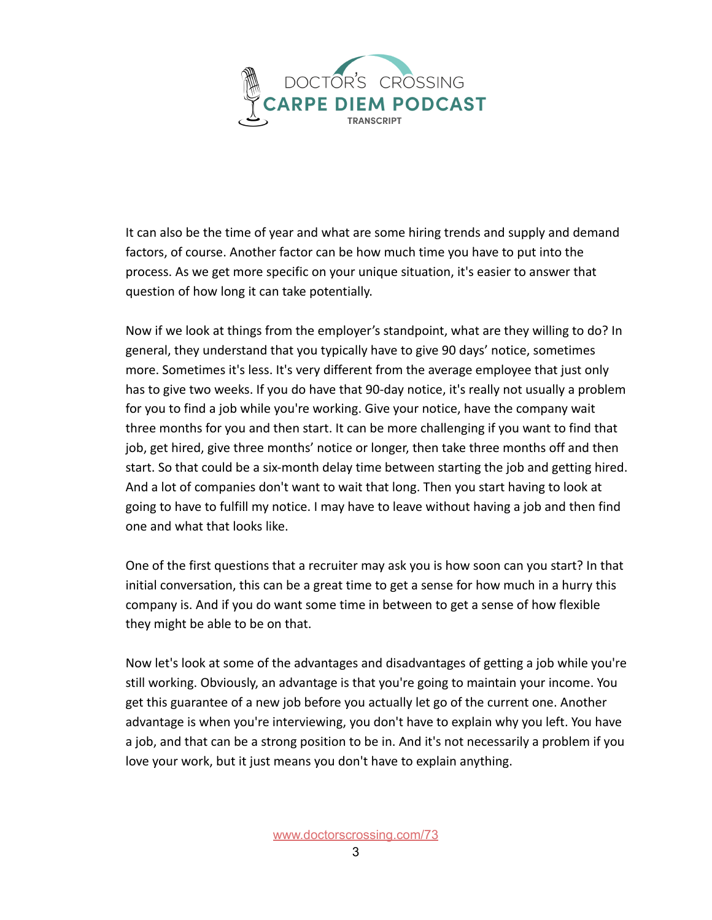It can also be the time of year and what are some hiring trends and supply and demand factors, of course. Another factor can be how much time you have to put into the process. As we get more specific on your unique situation, it's easier to answer that question of how long it can take potentially.

Now if we look at things from the employer's standpoint, what are they willing to do? In general, they understand that you typically have to give 90 days' notice, sometimes more. Sometimes it's less. It's very different from the average employee that just only has to give two weeks. If you do have that 90-day notice, it's really not usually a problem for you to find a job while you're working. Give your notice, have the company wait three months for you and then start. It can be more challenging if you want to find that job, get hired, give three months' notice or longer, then take three months off and then start. So that could be a six-month delay time between starting the job and getting hired. And a lot of companies don't want to wait that long. Then you start having to look at going to have to fulfill my notice. I may have to leave without having a job and then find one and what that looks like.

One of the first questions that a recruiter may ask you is how soon can you start? In that initial conversation, this can be a great time to get a sense for how much in a hurry this company is. And if you do want some time in between to get a sense of how flexible they might be able to be on that.

Now let's look at some of the advantages and disadvantages of getting a job while you're still working. Obviously, an advantage is that you're going to maintain your income. You get this guarantee of a new job before you actually let go of the current one. Another advantage is when you're interviewing, you don't have to explain why you left. You have a job, and that can be a strong position to be in. And it's not necessarily a problem if you love your work, but it just means you don't have to explain anything.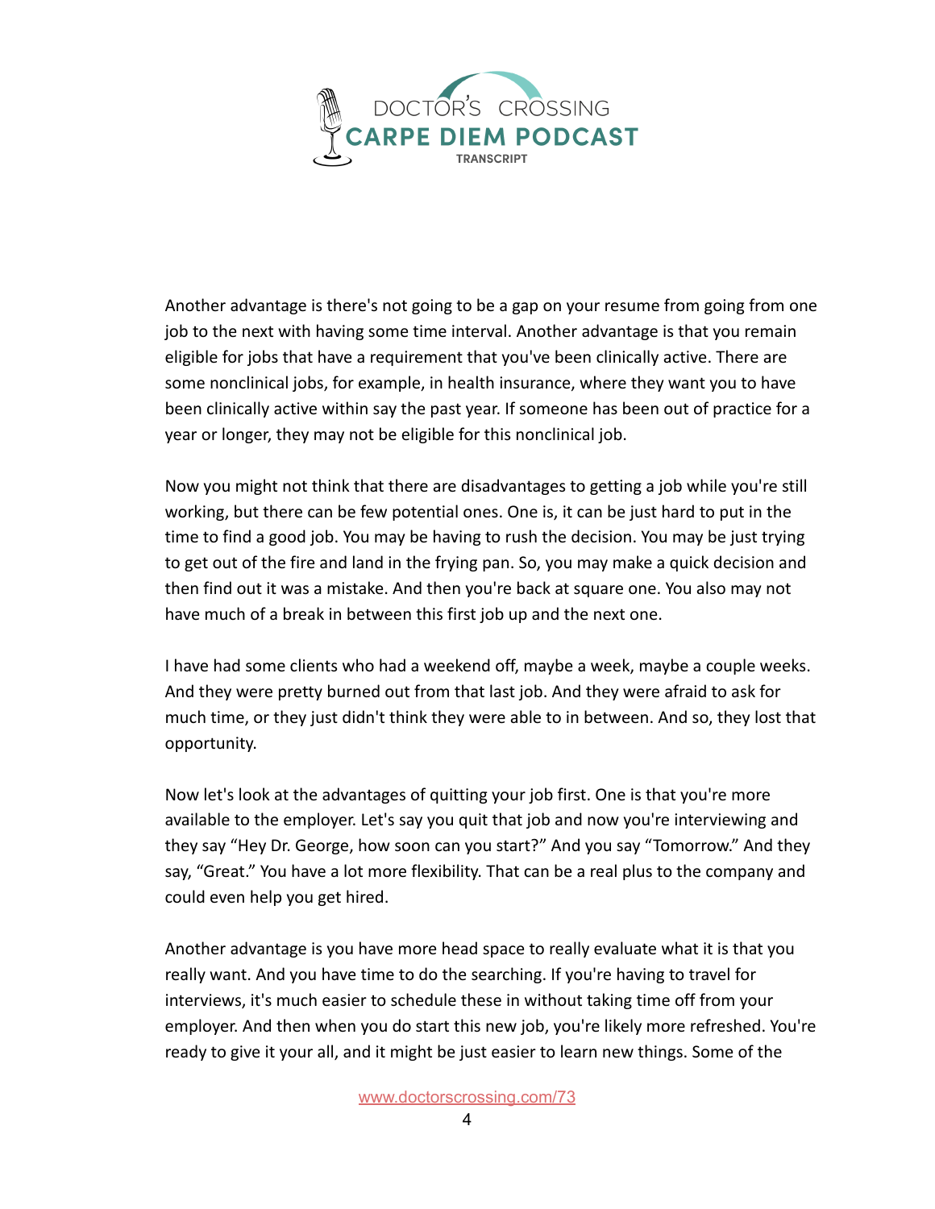Another advantage is there's not going to be a gap on your resume from going from one job to the next with having some time interval. Another advantage is that you remain eligible for jobs that have a requirement that you've been clinically active. There are some nonclinical jobs, for example, in health insurance, where they want you to have been clinically active within say the past year. If someone has been out of practice for a year or longer, they may not be eligible for this nonclinical job.

Now you might not think that there are disadvantages to getting a job while you're still working, but there can be few potential ones. One is, it can be just hard to put in the time to find a good job. You may be having to rush the decision. You may be just trying to get out of the fire and land in the frying pan. So, you may make a quick decision and then find out it was a mistake. And then you're back at square one. You also may not have much of a break in between this first job up and the next one.

I have had some clients who had a weekend off, maybe a week, maybe a couple weeks. And they were pretty burned out from that last job. And they were afraid to ask for much time, or they just didn't think they were able to in between. And so, they lost that opportunity.

Now let's look at the advantages of quitting your job first. One is that you're more available to the employer. Let's say you quit that job and now you're interviewing and they say "Hey Dr. George, how soon can you start?" And you say "Tomorrow." And they say, "Great." You have a lot more flexibility. That can be a real plus to the company and could even help you get hired.

Another advantage is you have more head space to really evaluate what it is that you really want. And you have time to do the searching. If you're having to travel for interviews, it's much easier to schedule these in without taking time off from your employer. And then when you do start this new job, you're likely more refreshed. You're ready to give it your all, and it might be just easier to learn new things. Some of the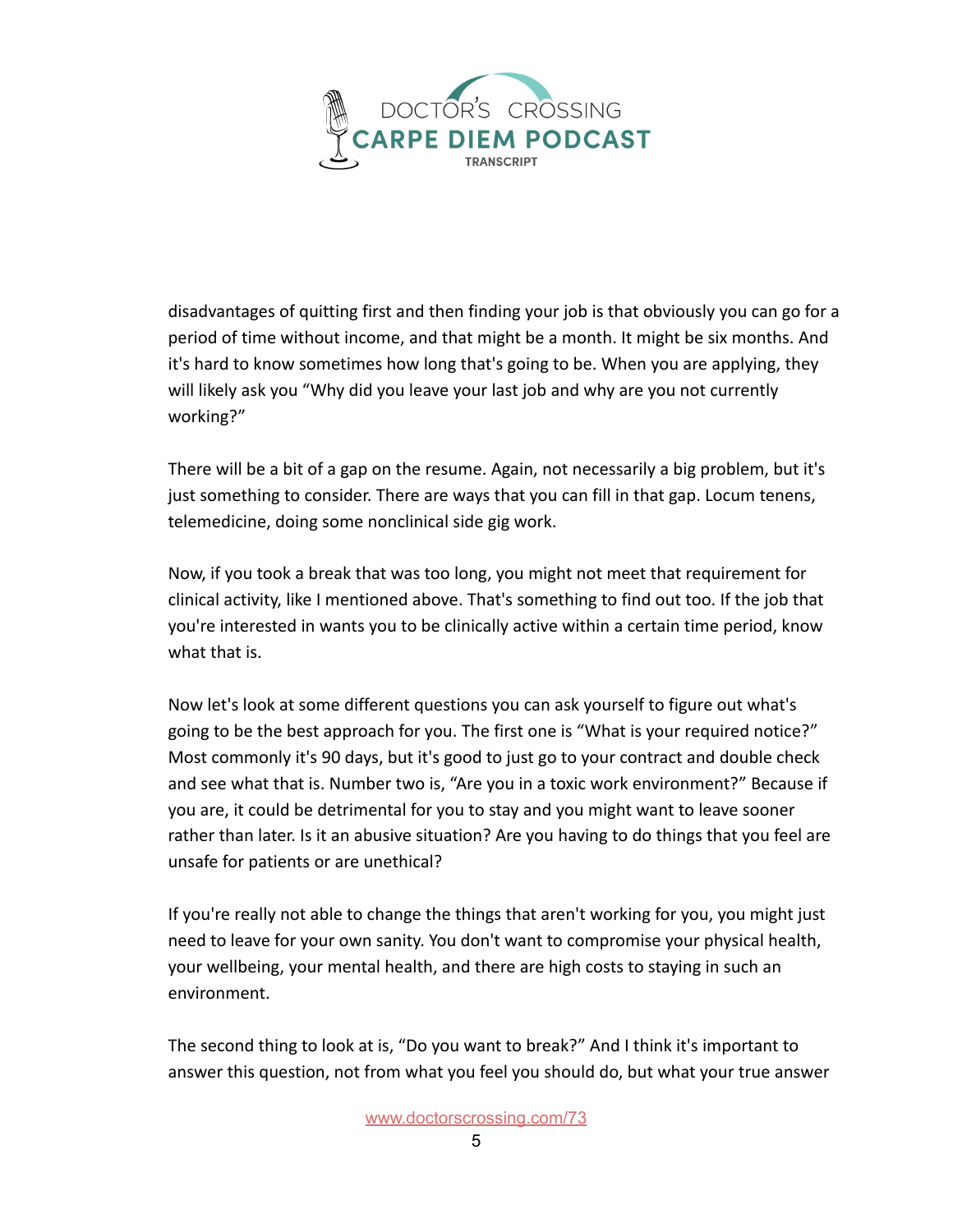disadvantages of quitting first and then finding your job is that obviously you can go for a period of time without income, and that might be a month. It might be six months. And it's hard to know sometimes how long that's going to be. When you are applying, they will likely ask you "Why did you leave your last job and why are you not currently working?"

There will be a bit of a gap on the resume. Again, not necessarily a big problem, but it's just something to consider. There are ways that you can fill in that gap. Locum tenens, telemedicine, doing some nonclinical side gig work.

Now, if you took a break that was too long, you might not meet that requirement for clinical activity, like I mentioned above. That's something to find out too. If the job that you're interested in wants you to be clinically active within a certain time period, know what that is.

Now let's look at some different questions you can ask yourself to figure out what's going to be the best approach for you. The first one is "What is your required notice?" Most commonly it's 90 days, but it's good to just go to your contract and double check and see what that is. Number two is, "Are you in a toxic work environment?" Because if you are, it could be detrimental for you to stay and you might want to leave sooner rather than later. Is it an abusive situation? Are you having to do things that you feel are unsafe for patients or are unethical?

If you're really not able to change the things that aren't working for you, you might just need to leave for your own sanity. You don't want to compromise your physical health, your wellbeing, your mental health, and there are high costs to staying in such an environment.

The second thing to look at is, "Do you want to break?" And I think it's important to answer this question, not from what you feel you should do, but what your true answer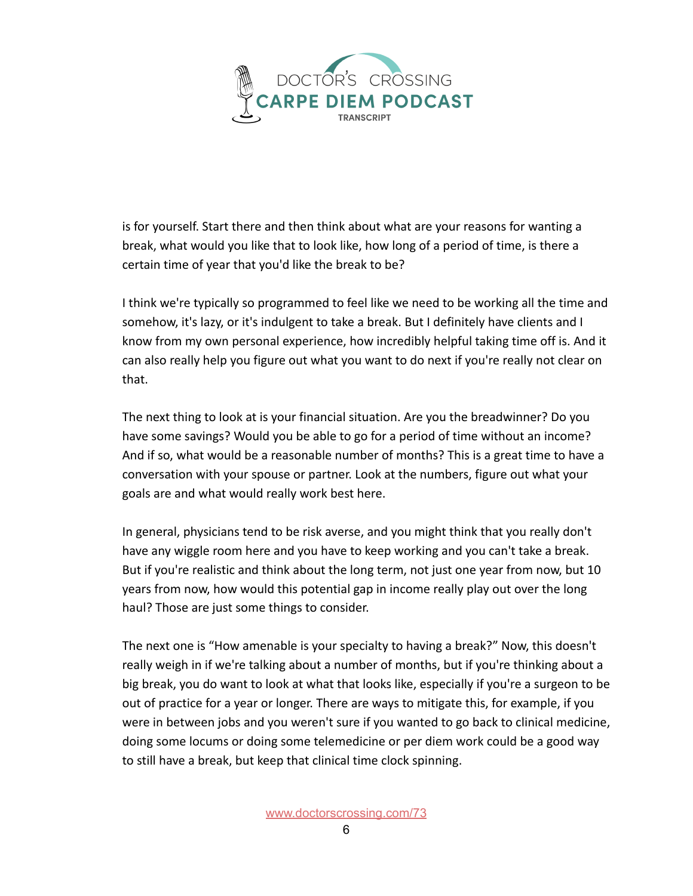is for yourself. Start there and then think about what are your reasons for wanting a break, what would you like that to look like, how long of a period of time, is there a certain time of year that you'd like the break to be?

I think we're typically so programmed to feel like we need to be working all the time and somehow, it's lazy, or it's indulgent to take a break. But I definitely have clients and I know from my own personal experience, how incredibly helpful taking time off is. And it can also really help you figure out what you want to do next if you're really not clear on that.

The next thing to look at is your financial situation. Are you the breadwinner? Do you have some savings? Would you be able to go for a period of time without an income? And if so, what would be a reasonable number of months? This is a great time to have a conversation with your spouse or partner. Look at the numbers, figure out what your goals are and what would really work best here.

In general, physicians tend to be risk averse, and you might think that you really don't have any wiggle room here and you have to keep working and you can't take a break. But if you're realistic and think about the long term, not just one year from now, but 10 years from now, how would this potential gap in income really play out over the long haul? Those are just some things to consider.

The next one is "How amenable is your specialty to having a break?" Now, this doesn't really weigh in if we're talking about a number of months, but if you're thinking about a big break, you do want to look at what that looks like, especially if you're a surgeon to be out of practice for a year or longer. There are ways to mitigate this, for example, if you were in between jobs and you weren't sure if you wanted to go back to clinical medicine, doing some locums or doing some telemedicine or per diem work could be a good way to still have a break, but keep that clinical time clock spinning.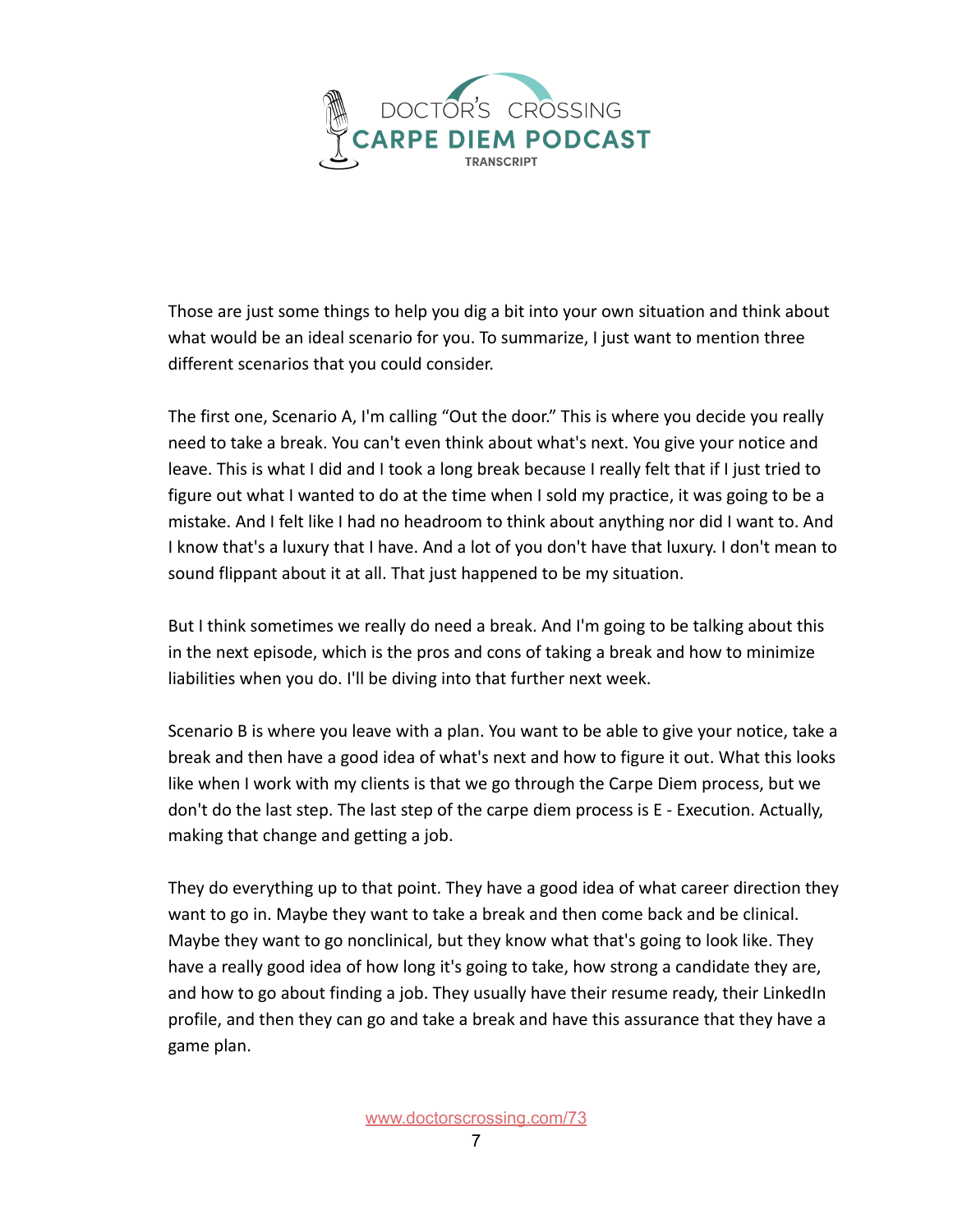Those are just some things to help you dig a bit into your own situation and think about what would be an ideal scenario for you. To summarize, I just want to mention three different scenarios that you could consider.

The first one, Scenario A, I'm calling "Out the door." This is where you decide you really need to take a break. You can't even think about what's next. You give your notice and leave. This is what I did and I took a long break because I really felt that if I just tried to figure out what I wanted to do at the time when I sold my practice, it was going to be a mistake. And I felt like I had no headroom to think about anything nor did I want to. And I know that's a luxury that I have. And a lot of you don't have that luxury. I don't mean to sound flippant about it at all. That just happened to be my situation.

But I think sometimes we really do need a break. And I'm going to be talking about this in the next episode, which is the pros and cons of taking a break and how to minimize liabilities when you do. I'll be diving into that further next week.

Scenario B is where you leave with a plan. You want to be able to give your notice, take a break and then have a good idea of what's next and how to figure it out. What this looks like when I work with my clients is that we go through the Carpe Diem process, but we don't do the last step. The last step of the carpe diem process is E - Execution. Actually, making that change and getting a job.

They do everything up to that point. They have a good idea of what career direction they want to go in. Maybe they want to take a break and then come back and be clinical. Maybe they want to go nonclinical, but they know what that's going to look like. They have a really good idea of how long it's going to take, how strong a candidate they are, and how to go about finding a job. They usually have their resume ready, their LinkedIn profile, and then they can go and take a break and have this assurance that they have a game plan.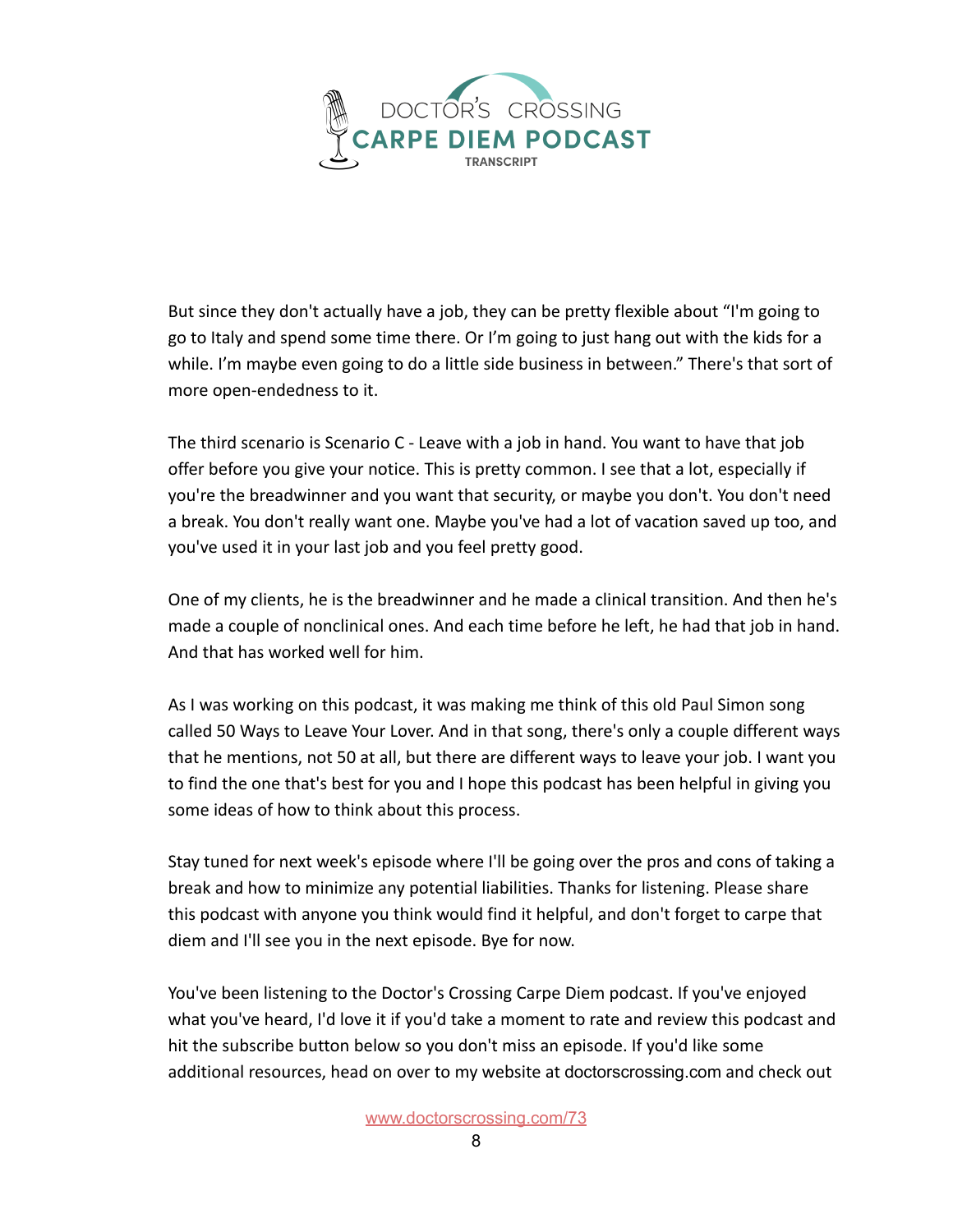But since they don't actually have a job, they can be pretty flexible about "I'm going to go to Italy and spend some time there. Or I'm going to just hang out with the kids for a while. I'm maybe even going to do a little side business in between." There's that sort of more open-endedness to it.

The third scenario is Scenario C - Leave with a job in hand. You want to have that job offer before you give your notice. This is pretty common. I see that a lot, especially if you're the breadwinner and you want that security, or maybe you don't. You don't need a break. You don't really want one. Maybe you've had a lot of vacation saved up too, and you've used it in your last job and you feel pretty good.

One of my clients, he is the breadwinner and he made a clinical transition. And then he's made a couple of nonclinical ones. And each time before he left, he had that job in hand. And that has worked well for him.

As I was working on this podcast, it was making me think of this old Paul Simon song called 50 Ways to Leave Your Lover. And in that song, there's only a couple different ways that he mentions, not 50 at all, but there are different ways to leave your job. I want you to find the one that's best for you and I hope this podcast has been helpful in giving you some ideas of how to think about this process.

Stay tuned for next week's episode where I'll be going over the pros and cons of taking a break and how to minimize any potential liabilities. Thanks for listening. Please share this podcast with anyone you think would find it helpful, and don't forget to carpe that diem and I'll see you in the next episode. Bye for now.

You've been listening to the Doctor's Crossing Carpe Diem podcast. If you've enjoyed what you've heard, I'd love it if you'd take a moment to rate and review this podcast and hit the subscribe button below so you don't miss an episode. If you'd like some additional resources, head on over to my website at doctorscrossing.com and check out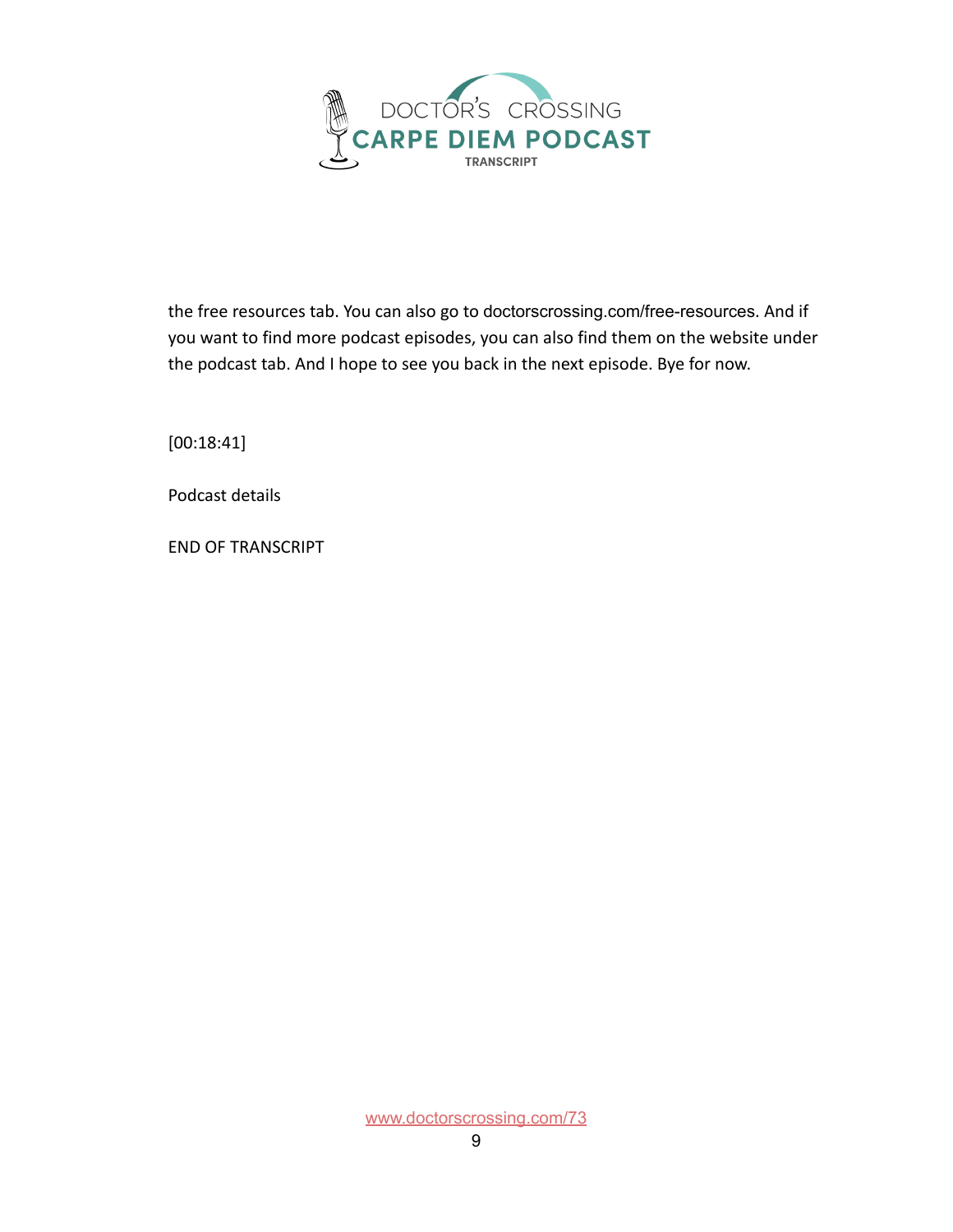the free resources tab. You can also go to doctorscrossing.com/free-resources. And if you want to find more podcast episodes, you can also find them on the website under the podcast tab. And I hope to see you back in the next episode. Bye for now.

[00:18:41]

Podcast details

END OF TRANSCRIPT